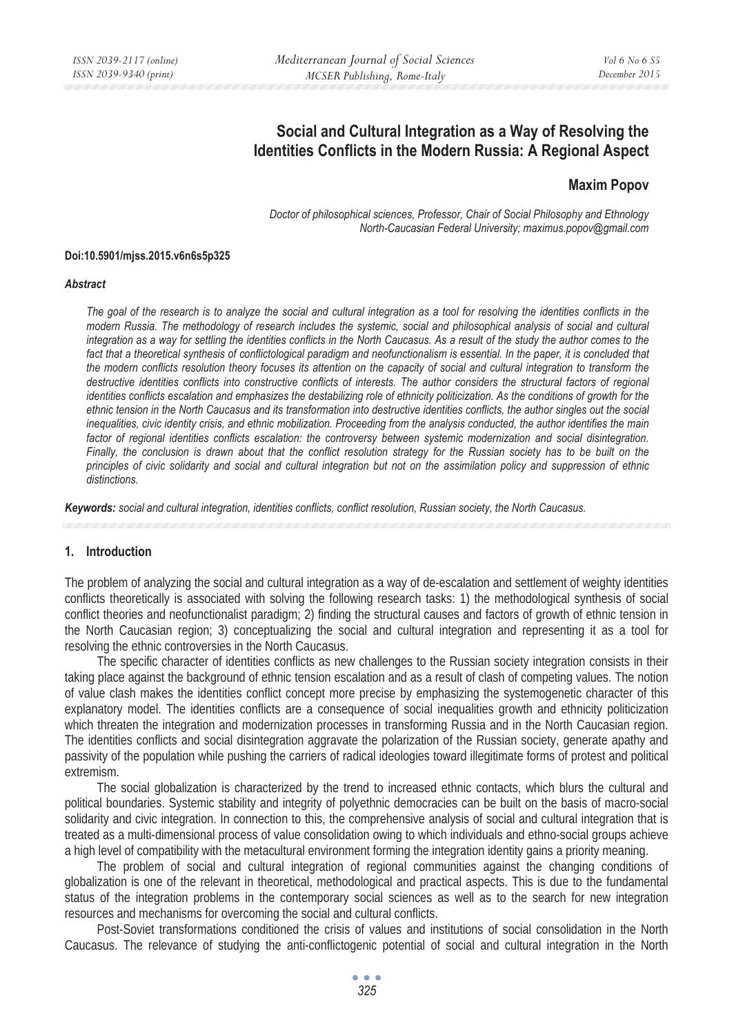# Social and Cultural Integration as a Way of Resolving the Identities Conflicts in the Modern Russia: A Regional Aspect

**Maxim Popov**

*Doctor of philosophical sciences, Professor, Chair of Social Philosophy and Ethnology North-Caucasian Federal University; maximus.popov@gmail.com*

**Doi:10.5901/mjss.2015.v6n6s5p325**

***Abstract***

*The goal of the research is to analyze the social and cultural integration as a tool for resolving the identities conflicts in the modern Russia. The methodology of research includes the systemic, social and philosophical analysis of social and cultural integration as a way for settling the identities conflicts in the North Caucasus. As a result of the study the author comes to the fact that a theoretical synthesis of conflictological paradigm and neofunctionalism is essential. In the paper, it is concluded that the modern conflicts resolution theory focuses its attention on the capacity of social and cultural integration to transform the destructive identities conflicts into constructive conflicts of interests. The author considers the structural factors of regional identities conflicts escalation and emphasizes the destabilizing role of ethnicity politicization. As the conditions of growth for the ethnic tension in the North Caucasus and its transformation into destructive identities conflicts, the author singles out the social inequalities, civic identity crisis, and ethnic mobilization. Proceeding from the analysis conducted, the author identifies the main factor of regional identities conflicts escalation: the controversy between systemic modernization and social disintegration. Finally, the conclusion is drawn about that the conflict resolution strategy for the Russian society has to be built on the principles of civic solidarity and social and cultural integration but not on the assimilation policy and suppression of ethnic distinctions.*

***Keywords:*** *social and cultural integration, identities conflicts, conflict resolution, Russian society, the North Caucasus.*

## 1. Introduction

The problem of analyzing the social and cultural integration as a way of de-escalation and settlement of weighty identities conflicts theoretically is associated with solving the following research tasks: 1) the methodological synthesis of social conflict theories and neofunctionalist paradigm; 2) finding the structural causes and factors of growth of ethnic tension in the North Caucasian region; 3) conceptualizing the social and cultural integration and representing it as a tool for resolving the ethnic controversies in the North Caucasus.

The specific character of identities conflicts as new challenges to the Russian society integration consists in their taking place against the background of ethnic tension escalation and as a result of clash of competing values. The notion of value clash makes the identities conflict concept more precise by emphasizing the systemogenetic character of this explanatory model. The identities conflicts are a consequence of social inequalities growth and ethnicity politicization which threaten the integration and modernization processes in transforming Russia and in the North Caucasian region. The identities conflicts and social disintegration aggravate the polarization of the Russian society, generate apathy and passivity of the population while pushing the carriers of radical ideologies toward illegitimate forms of protest and political extremism.

The social globalization is characterized by the trend to increased ethnic contacts, which blurs the cultural and political boundaries. Systemic stability and integrity of polyethnic democracies can be built on the basis of macro-social solidarity and civic integration. In connection to this, the comprehensive analysis of social and cultural integration that is treated as a multi-dimensional process of value consolidation owing to which individuals and ethno-social groups achieve a high level of compatibility with the metacultural environment forming the integration identity gains a priority meaning.

The problem of social and cultural integration of regional communities against the changing conditions of globalization is one of the relevant in theoretical, methodological and practical aspects. This is due to the fundamental status of the integration problems in the contemporary social sciences as well as to the search for new integration resources and mechanisms for overcoming the social and cultural conflicts.

Post-Soviet transformations conditioned the crisis of values and institutions of social consolidation in the North Caucasus. The relevance of studying the anti-conflictogenic potential of social and cultural integration in the North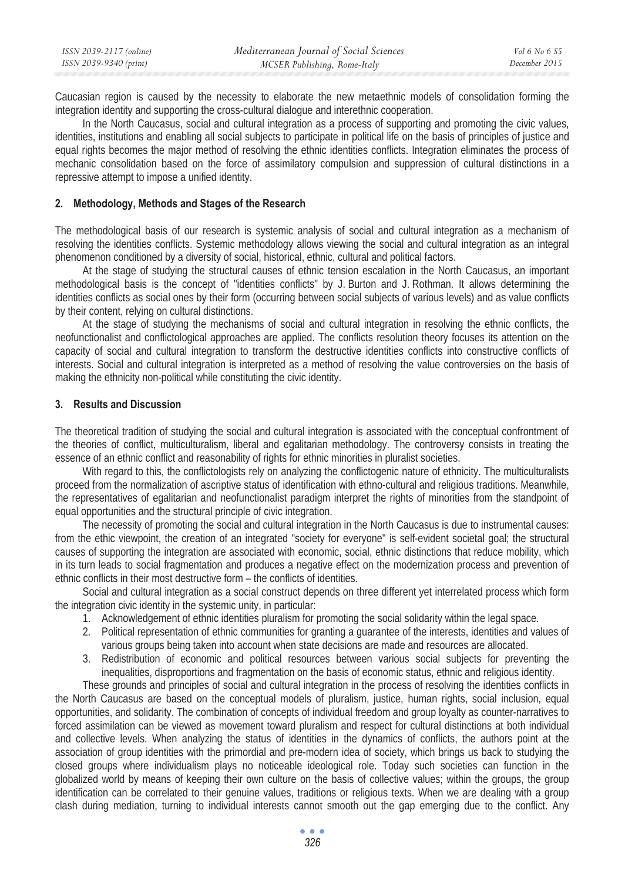Caucasian region is caused by the necessity to elaborate the new metaethnic models of consolidation forming the integration identity and supporting the cross-cultural dialogue and interethnic cooperation.

In the North Caucasus, social and cultural integration as a process of supporting and promoting the civic values, identities, institutions and enabling all social subjects to participate in political life on the basis of principles of justice and equal rights becomes the major method of resolving the ethnic identities conflicts. Integration eliminates the process of mechanic consolidation based on the force of assimilatory compulsion and suppression of cultural distinctions in a repressive attempt to impose a unified identity.

## 2. Methodology, Methods and Stages of the Research

The methodological basis of our research is systemic analysis of social and cultural integration as a mechanism of resolving the identities conflicts. Systemic methodology allows viewing the social and cultural integration as an integral phenomenon conditioned by a diversity of social, historical, ethnic, cultural and political factors.

At the stage of studying the structural causes of ethnic tension escalation in the North Caucasus, an important methodological basis is the concept of "identities conflicts" by J. Burton and J. Rothman. It allows determining the identities conflicts as social ones by their form (occurring between social subjects of various levels) and as value conflicts by their content, relying on cultural distinctions.

At the stage of studying the mechanisms of social and cultural integration in resolving the ethnic conflicts, the neofunctionalist and conflictological approaches are applied. The conflicts resolution theory focuses its attention on the capacity of social and cultural integration to transform the destructive identities conflicts into constructive conflicts of interests. Social and cultural integration is interpreted as a method of resolving the value controversies on the basis of making the ethnicity non-political while constituting the civic identity.

## 3. Results and Discussion

The theoretical tradition of studying the social and cultural integration is associated with the conceptual confrontment of the theories of conflict, multiculturalism, liberal and egalitarian methodology. The controversy consists in treating the essence of an ethnic conflict and reasonability of rights for ethnic minorities in pluralist societies.

With regard to this, the conflictologists rely on analyzing the conflictogenic nature of ethnicity. The multiculturalists proceed from the normalization of ascriptive status of identification with ethno-cultural and religious traditions. Meanwhile, the representatives of egalitarian and neofunctionalist paradigm interpret the rights of minorities from the standpoint of equal opportunities and the structural principle of civic integration.

The necessity of promoting the social and cultural integration in the North Caucasus is due to instrumental causes: from the ethic viewpoint, the creation of an integrated "society for everyone" is self-evident societal goal; the structural causes of supporting the integration are associated with economic, social, ethnic distinctions that reduce mobility, which in its turn leads to social fragmentation and produces a negative effect on the modernization process and prevention of ethnic conflicts in their most destructive form – the conflicts of identities.

Social and cultural integration as a social construct depends on three different yet interrelated process which form the integration civic identity in the systemic unity, in particular:

1. Acknowledgement of ethnic identities pluralism for promoting the social solidarity within the legal space.
2. Political representation of ethnic communities for granting a guarantee of the interests, identities and values of various groups being taken into account when state decisions are made and resources are allocated.
3. Redistribution of economic and political resources between various social subjects for preventing the inequalities, disproportions and fragmentation on the basis of economic status, ethnic and religious identity.

These grounds and principles of social and cultural integration in the process of resolving the identities conflicts in the North Caucasus are based on the conceptual models of pluralism, justice, human rights, social inclusion, equal opportunities, and solidarity. The combination of concepts of individual freedom and group loyalty as counter-narratives to forced assimilation can be viewed as movement toward pluralism and respect for cultural distinctions at both individual and collective levels. When analyzing the status of identities in the dynamics of conflicts, the authors point at the association of group identities with the primordial and pre-modern idea of society, which brings us back to studying the closed groups where individualism plays no noticeable ideological role. Today such societies can function in the globalized world by means of keeping their own culture on the basis of collective values; within the groups, the group identification can be correlated to their genuine values, traditions or religious texts. When we are dealing with a group clash during mediation, turning to individual interests cannot smooth out the gap emerging due to the conflict. Any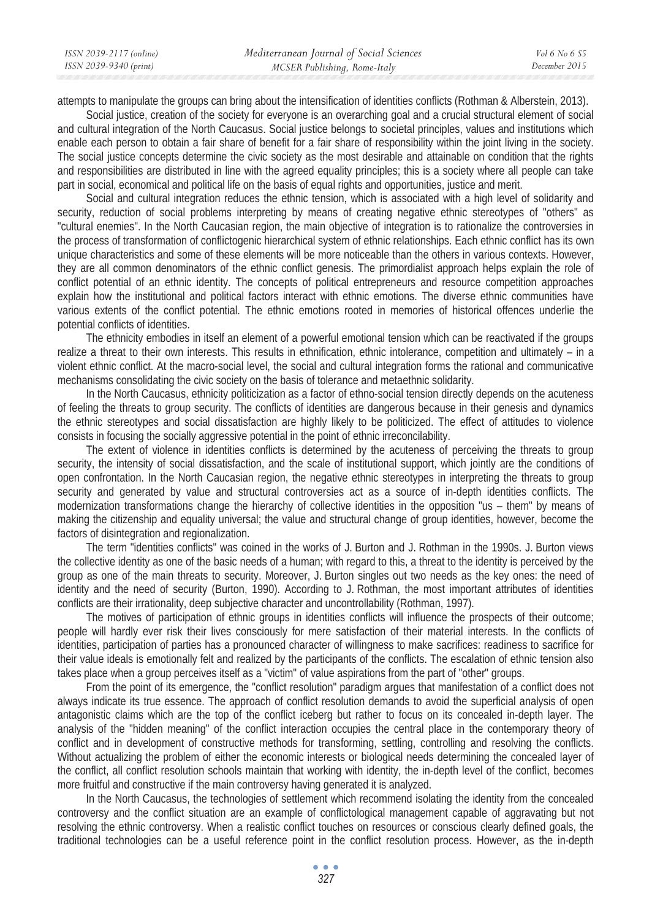attempts to manipulate the groups can bring about the intensification of identities conflicts (Rothman & Alberstein, 2013).

Social justice, creation of the society for everyone is an overarching goal and a crucial structural element of social and cultural integration of the North Caucasus. Social justice belongs to societal principles, values and institutions which enable each person to obtain a fair share of benefit for a fair share of responsibility within the joint living in the society. The social justice concepts determine the civic society as the most desirable and attainable on condition that the rights and responsibilities are distributed in line with the agreed equality principles; this is a society where all people can take part in social, economical and political life on the basis of equal rights and opportunities, justice and merit.

Social and cultural integration reduces the ethnic tension, which is associated with a high level of solidarity and security, reduction of social problems interpreting by means of creating negative ethnic stereotypes of "others" as "cultural enemies". In the North Caucasian region, the main objective of integration is to rationalize the controversies in the process of transformation of conflictogenic hierarchical system of ethnic relationships. Each ethnic conflict has its own unique characteristics and some of these elements will be more noticeable than the others in various contexts. However, they are all common denominators of the ethnic conflict genesis. The primordialist approach helps explain the role of conflict potential of an ethnic identity. The concepts of political entrepreneurs and resource competition approaches explain how the institutional and political factors interact with ethnic emotions. The diverse ethnic communities have various extents of the conflict potential. The ethnic emotions rooted in memories of historical offences underlie the potential conflicts of identities.

The ethnicity embodies in itself an element of a powerful emotional tension which can be reactivated if the groups realize a threat to their own interests. This results in ethnification, ethnic intolerance, competition and ultimately – in a violent ethnic conflict. At the macro-social level, the social and cultural integration forms the rational and communicative mechanisms consolidating the civic society on the basis of tolerance and metaethnic solidarity.

In the North Caucasus, ethnicity politicization as a factor of ethno-social tension directly depends on the acuteness of feeling the threats to group security. The conflicts of identities are dangerous because in their genesis and dynamics the ethnic stereotypes and social dissatisfaction are highly likely to be politicized. The effect of attitudes to violence consists in focusing the socially aggressive potential in the point of ethnic irreconcilability.

The extent of violence in identities conflicts is determined by the acuteness of perceiving the threats to group security, the intensity of social dissatisfaction, and the scale of institutional support, which jointly are the conditions of open confrontation. In the North Caucasian region, the negative ethnic stereotypes in interpreting the threats to group security and generated by value and structural controversies act as a source of in-depth identities conflicts. The modernization transformations change the hierarchy of collective identities in the opposition "us – them" by means of making the citizenship and equality universal; the value and structural change of group identities, however, become the factors of disintegration and regionalization.

The term "identities conflicts" was coined in the works of J. Burton and J. Rothman in the 1990s. J. Burton views the collective identity as one of the basic needs of a human; with regard to this, a threat to the identity is perceived by the group as one of the main threats to security. Moreover, J. Burton singles out two needs as the key ones: the need of identity and the need of security (Burton, 1990). According to J. Rothman, the most important attributes of identities conflicts are their irrationality, deep subjective character and uncontrollability (Rothman, 1997).

The motives of participation of ethnic groups in identities conflicts will influence the prospects of their outcome; people will hardly ever risk their lives consciously for mere satisfaction of their material interests. In the conflicts of identities, participation of parties has a pronounced character of willingness to make sacrifices: readiness to sacrifice for their value ideals is emotionally felt and realized by the participants of the conflicts. The escalation of ethnic tension also takes place when a group perceives itself as a "victim" of value aspirations from the part of "other" groups.

From the point of its emergence, the "conflict resolution" paradigm argues that manifestation of a conflict does not always indicate its true essence. The approach of conflict resolution demands to avoid the superficial analysis of open antagonistic claims which are the top of the conflict iceberg but rather to focus on its concealed in-depth layer. The analysis of the "hidden meaning" of the conflict interaction occupies the central place in the contemporary theory of conflict and in development of constructive methods for transforming, settling, controlling and resolving the conflicts. Without actualizing the problem of either the economic interests or biological needs determining the concealed layer of the conflict, all conflict resolution schools maintain that working with identity, the in-depth level of the conflict, becomes more fruitful and constructive if the main controversy having generated it is analyzed.

In the North Caucasus, the technologies of settlement which recommend isolating the identity from the concealed controversy and the conflict situation are an example of conflictological management capable of aggravating but not resolving the ethnic controversy. When a realistic conflict touches on resources or conscious clearly defined goals, the traditional technologies can be a useful reference point in the conflict resolution process. However, as the in-depth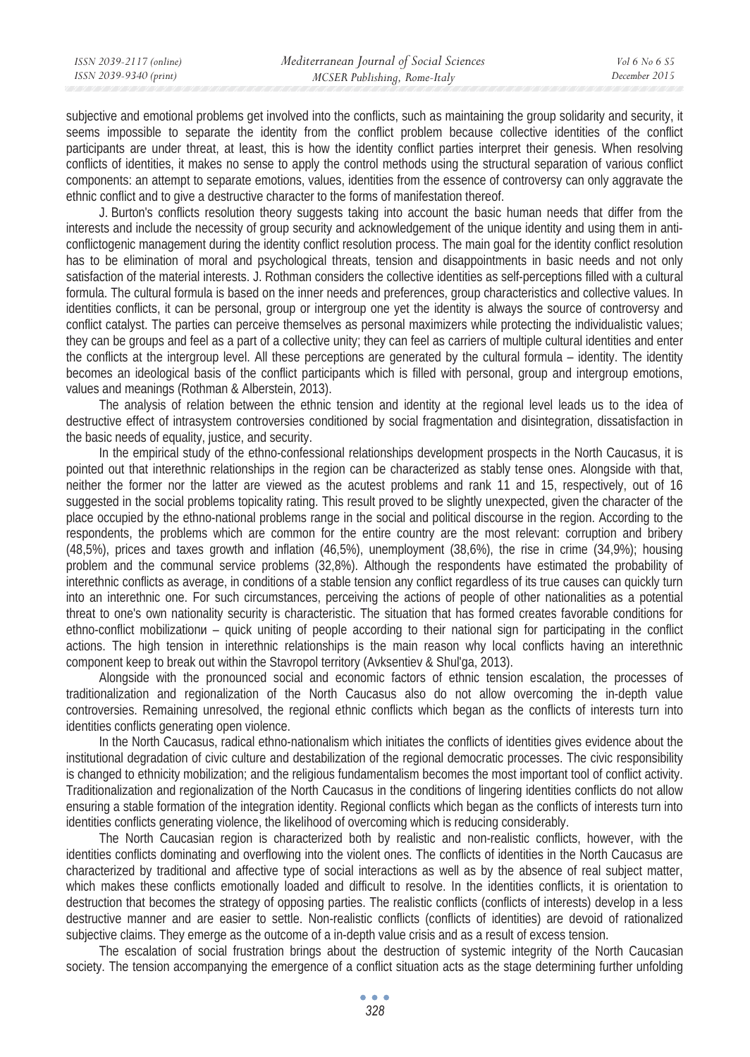subjective and emotional problems get involved into the conflicts, such as maintaining the group solidarity and security, it seems impossible to separate the identity from the conflict problem because collective identities of the conflict participants are under threat, at least, this is how the identity conflict parties interpret their genesis. When resolving conflicts of identities, it makes no sense to apply the control methods using the structural separation of various conflict components: an attempt to separate emotions, values, identities from the essence of controversy can only aggravate the ethnic conflict and to give a destructive character to the forms of manifestation thereof.

J. Burton's conflicts resolution theory suggests taking into account the basic human needs that differ from the interests and include the necessity of group security and acknowledgement of the unique identity and using them in anti-conflictogenic management during the identity conflict resolution process. The main goal for the identity conflict resolution has to be elimination of moral and psychological threats, tension and disappointments in basic needs and not only satisfaction of the material interests. J. Rothman considers the collective identities as self-perceptions filled with a cultural formula. The cultural formula is based on the inner needs and preferences, group characteristics and collective values. In identities conflicts, it can be personal, group or intergroup one yet the identity is always the source of controversy and conflict catalyst. The parties can perceive themselves as personal maximizers while protecting the individualistic values; they can be groups and feel as a part of a collective unity; they can feel as carriers of multiple cultural identities and enter the conflicts at the intergroup level. All these perceptions are generated by the cultural formula – identity. The identity becomes an ideological basis of the conflict participants which is filled with personal, group and intergroup emotions, values and meanings (Rothman & Alberstein, 2013).

The analysis of relation between the ethnic tension and identity at the regional level leads us to the idea of destructive effect of intrasystem controversies conditioned by social fragmentation and disintegration, dissatisfaction in the basic needs of equality, justice, and security.

In the empirical study of the ethno-confessional relationships development prospects in the North Caucasus, it is pointed out that interethnic relationships in the region can be characterized as stably tense ones. Alongside with that, neither the former nor the latter are viewed as the acutest problems and rank 11 and 15, respectively, out of 16 suggested in the social problems topicality rating. This result proved to be slightly unexpected, given the character of the place occupied by the ethno-national problems range in the social and political discourse in the region. According to the respondents, the problems which are common for the entire country are the most relevant: corruption and bribery (48,5%), prices and taxes growth and inflation (46,5%), unemployment (38,6%), the rise in crime (34,9%); housing problem and the communal service problems (32,8%). Although the respondents have estimated the probability of interethnic conflicts as average, in conditions of a stable tension any conflict regardless of its true causes can quickly turn into an interethnic one. For such circumstances, perceiving the actions of people of other nationalities as a potential threat to one's own nationality security is characteristic. The situation that has formed creates favorable conditions for ethno-conflict mobilizationи – quick uniting of people according to their national sign for participating in the conflict actions. The high tension in interethnic relationships is the main reason why local conflicts having an interethnic component keep to break out within the Stavropol territory (Avksentiev & Shul'ga, 2013).

Alongside with the pronounced social and economic factors of ethnic tension escalation, the processes of traditionalization and regionalization of the North Caucasus also do not allow overcoming the in-depth value controversies. Remaining unresolved, the regional ethnic conflicts which began as the conflicts of interests turn into identities conflicts generating open violence.

In the North Caucasus, radical ethno-nationalism which initiates the conflicts of identities gives evidence about the institutional degradation of civic culture and destabilization of the regional democratic processes. The civic responsibility is changed to ethnicity mobilization; and the religious fundamentalism becomes the most important tool of conflict activity. Traditionalization and regionalization of the North Caucasus in the conditions of lingering identities conflicts do not allow ensuring a stable formation of the integration identity. Regional conflicts which began as the conflicts of interests turn into identities conflicts generating violence, the likelihood of overcoming which is reducing considerably.

The North Caucasian region is characterized both by realistic and non-realistic conflicts, however, with the identities conflicts dominating and overflowing into the violent ones. The conflicts of identities in the North Caucasus are characterized by traditional and affective type of social interactions as well as by the absence of real subject matter, which makes these conflicts emotionally loaded and difficult to resolve. In the identities conflicts, it is orientation to destruction that becomes the strategy of opposing parties. The realistic conflicts (conflicts of interests) develop in a less destructive manner and are easier to settle. Non-realistic conflicts (conflicts of identities) are devoid of rationalized subjective claims. They emerge as the outcome of a in-depth value crisis and as a result of excess tension.

The escalation of social frustration brings about the destruction of systemic integrity of the North Caucasian society. The tension accompanying the emergence of a conflict situation acts as the stage determining further unfolding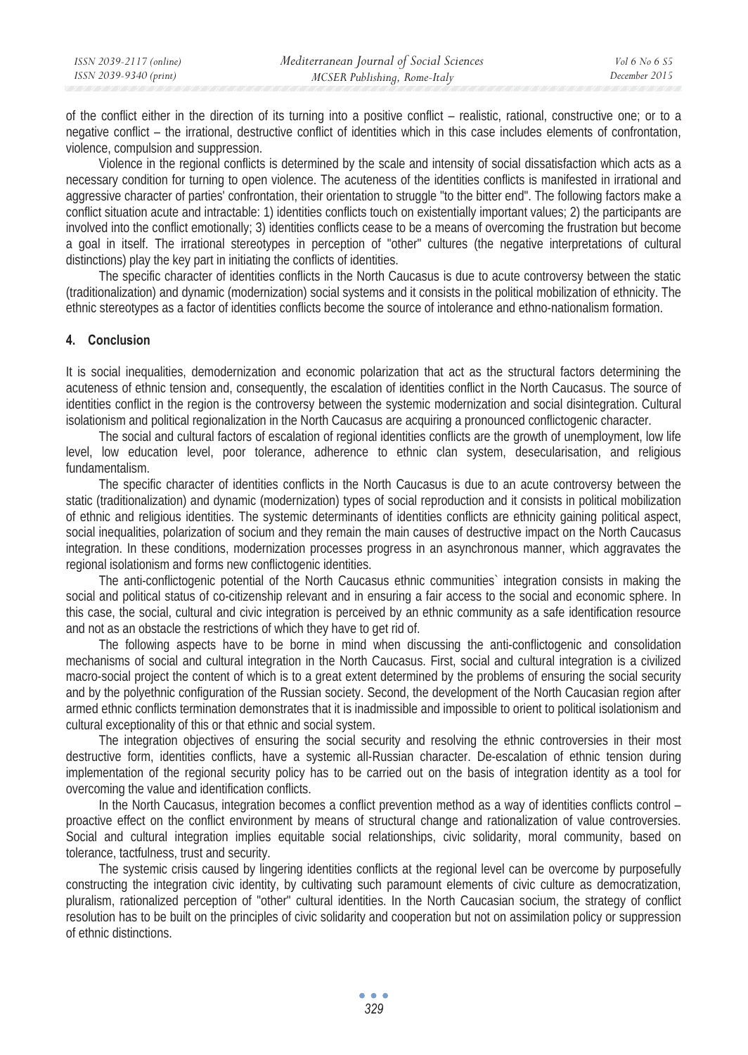of the conflict either in the direction of its turning into a positive conflict – realistic, rational, constructive one; or to a negative conflict – the irrational, destructive conflict of identities which in this case includes elements of confrontation, violence, compulsion and suppression.

Violence in the regional conflicts is determined by the scale and intensity of social dissatisfaction which acts as a necessary condition for turning to open violence. The acuteness of the identities conflicts is manifested in irrational and aggressive character of parties' confrontation, their orientation to struggle "to the bitter end". The following factors make a conflict situation acute and intractable: 1) identities conflicts touch on existentially important values; 2) the participants are involved into the conflict emotionally; 3) identities conflicts cease to be a means of overcoming the frustration but become a goal in itself. The irrational stereotypes in perception of "other" cultures (the negative interpretations of cultural distinctions) play the key part in initiating the conflicts of identities.

The specific character of identities conflicts in the North Caucasus is due to acute controversy between the static (traditionalization) and dynamic (modernization) social systems and it consists in the political mobilization of ethnicity. The ethnic stereotypes as a factor of identities conflicts become the source of intolerance and ethno-nationalism formation.

## 4. Conclusion

It is social inequalities, demodernization and economic polarization that act as the structural factors determining the acuteness of ethnic tension and, consequently, the escalation of identities conflict in the North Caucasus. The source of identities conflict in the region is the controversy between the systemic modernization and social disintegration. Cultural isolationism and political regionalization in the North Caucasus are acquiring a pronounced conflictogenic character.

The social and cultural factors of escalation of regional identities conflicts are the growth of unemployment, low life level, low education level, poor tolerance, adherence to ethnic clan system, desecularisation, and religious fundamentalism.

The specific character of identities conflicts in the North Caucasus is due to an acute controversy between the static (traditionalization) and dynamic (modernization) types of social reproduction and it consists in political mobilization of ethnic and religious identities. The systemic determinants of identities conflicts are ethnicity gaining political aspect, social inequalities, polarization of socium and they remain the main causes of destructive impact on the North Caucasus integration. In these conditions, modernization processes progress in an asynchronous manner, which aggravates the regional isolationism and forms new conflictogenic identities.

The anti-conflictogenic potential of the North Caucasus ethnic communities` integration consists in making the social and political status of co-citizenship relevant and in ensuring a fair access to the social and economic sphere. In this case, the social, cultural and civic integration is perceived by an ethnic community as a safe identification resource and not as an obstacle the restrictions of which they have to get rid of.

The following aspects have to be borne in mind when discussing the anti-conflictogenic and consolidation mechanisms of social and cultural integration in the North Caucasus. First, social and cultural integration is a civilized macro-social project the content of which is to a great extent determined by the problems of ensuring the social security and by the polyethnic configuration of the Russian society. Second, the development of the North Caucasian region after armed ethnic conflicts termination demonstrates that it is inadmissible and impossible to orient to political isolationism and cultural exceptionality of this or that ethnic and social system.

The integration objectives of ensuring the social security and resolving the ethnic controversies in their most destructive form, identities conflicts, have a systemic all-Russian character. De-escalation of ethnic tension during implementation of the regional security policy has to be carried out on the basis of integration identity as a tool for overcoming the value and identification conflicts.

In the North Caucasus, integration becomes a conflict prevention method as a way of identities conflicts control – proactive effect on the conflict environment by means of structural change and rationalization of value controversies. Social and cultural integration implies equitable social relationships, civic solidarity, moral community, based on tolerance, tactfulness, trust and security.

The systemic crisis caused by lingering identities conflicts at the regional level can be overcome by purposefully constructing the integration civic identity, by cultivating such paramount elements of civic culture as democratization, pluralism, rationalized perception of "other" cultural identities. In the North Caucasian socium, the strategy of conflict resolution has to be built on the principles of civic solidarity and cooperation but not on assimilation policy or suppression of ethnic distinctions.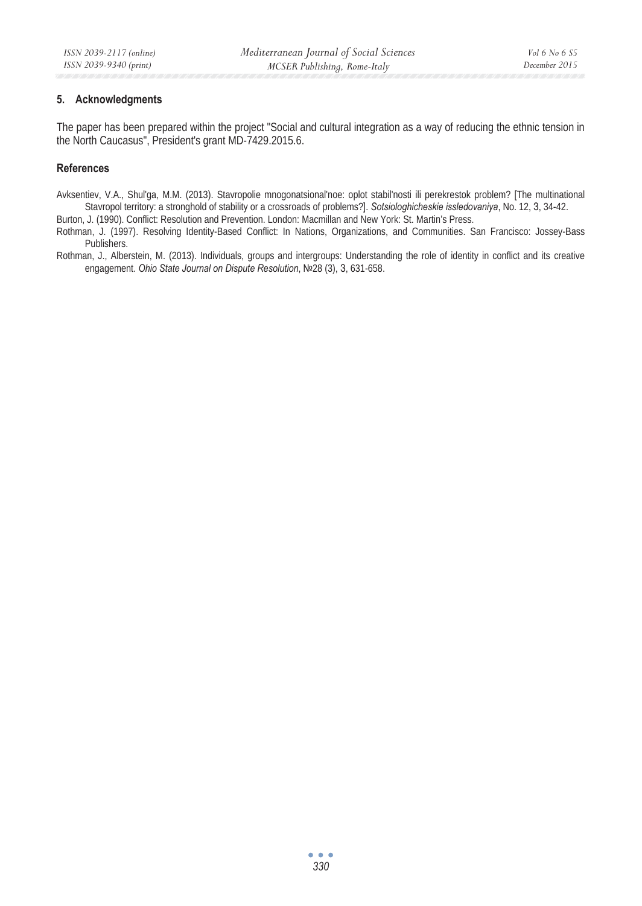## 5. Acknowledgments

The paper has been prepared within the project "Social and cultural integration as a way of reducing the ethnic tension in the North Caucasus", President's grant MD-7429.2015.6.

## References

Avksentiev, V.A., Shul'ga, M.M. (2013). Stavropolie mnogonatsional'noe: oplot stabil'nosti ili perekrestok problem? [The multinational Stavropol territory: a stronghold of stability or a crossroads of problems?]. *Sotsiologhicheskie issledovaniya*, No. 12, 3, 34-42.

Burton, J. (1990). Conflict: Resolution and Prevention. London: Macmillan and New York: St. Martin's Press.

Rothman, J. (1997). Resolving Identity-Based Conflict: In Nations, Organizations, and Communities. San Francisco: Jossey-Bass Publishers.

Rothman, J., Alberstein, M. (2013). Individuals, groups and intergroups: Understanding the role of identity in conflict and its creative engagement. *Ohio State Journal on Dispute Resolution*, №28 (3), 3, 631-658.